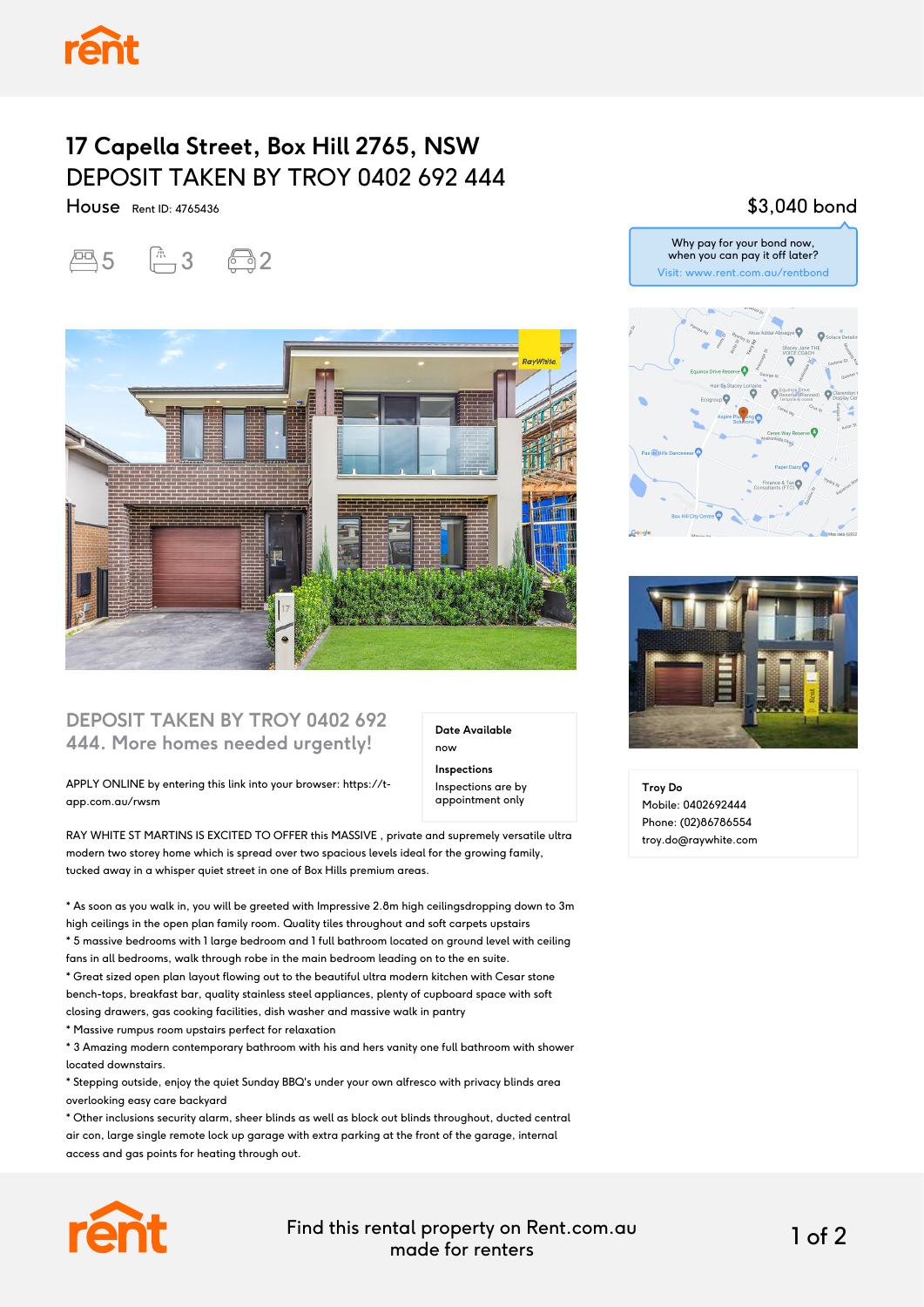# 17 Capella Street, Box Hill 2765, NSW

## DEPOSIT TAKEN BY TROY 0402 692 444

House Rent ID: 4765436

5 3 2

$3,040 bond

Why pay for your bond now, when you can pay it off later?
Visit: www.rent.com.au/rentbond

## DEPOSIT TAKEN BY TROY 0402 692 444. More homes needed urgently!

**Date Available**
now

**Inspections**
Inspections are by appointment only

APPLY ONLINE by entering this link into your browser: https://t-app.com.au/rwsm

RAY WHITE ST MARTINS IS EXCITED TO OFFER this MASSIVE , private and supremely versatile ultra modern two storey home which is spread over two spacious levels ideal for the growing family, tucked away in a whisper quiet street in one of Box Hills premium areas.

* As soon as you walk in, you will be greeted with Impressive 2.8m high ceilingsdropping down to 3m high ceilings in the open plan family room. Quality tiles throughout and soft carpets upstairs
* 5 massive bedrooms with 1 large bedroom and 1 full bathroom located on ground level with ceiling fans in all bedrooms, walk through robe in the main bedroom leading on to the en suite.
* Great sized open plan layout flowing out to the beautiful ultra modern kitchen with Cesar stone bench-tops, breakfast bar, quality stainless steel appliances, plenty of cupboard space with soft closing drawers, gas cooking facilities, dish washer and massive walk in pantry
* Massive rumpus room upstairs perfect for relaxation
* 3 Amazing modern contemporary bathroom with his and hers vanity one full bathroom with shower located downstairs.
* Stepping outside, enjoy the quiet Sunday BBQ's under your own alfresco with privacy blinds area overlooking easy care backyard
* Other inclusions security alarm, sheer blinds as well as block out blinds throughout, ducted central air con, large single remote lock up garage with extra parking at the front of the garage, internal access and gas points for heating through out.

**Troy Do**
Mobile: 0402692444
Phone: (02)86786554
troy.do@raywhite.com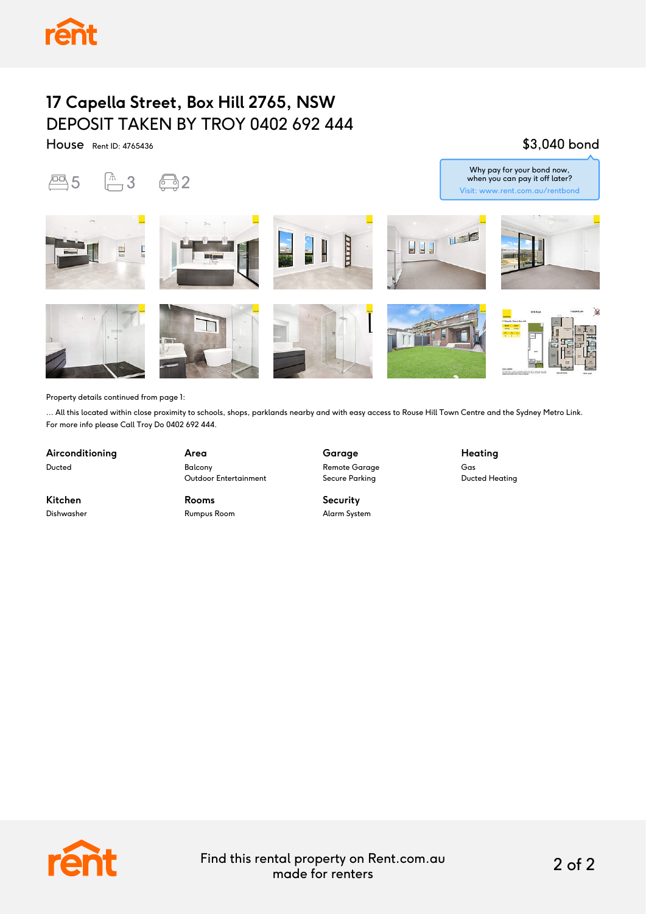# 17 Capella Street, Box Hill 2765, NSW

DEPOSIT TAKEN BY TROY 0402 692 444

House Rent ID: 4765436

$3,040 bond

Why pay for your bond now, when you can pay it off later?
Visit: www.rent.com.au/rentbond

5 3 2

Property details continued from page 1:

... All this located within close proximity to schools, shops, parklands nearby and with easy access to Rouse Hill Town Centre and the Sydney Metro Link. For more info please Call Troy Do 0402 692 444.

**Airconditioning**
Ducted

**Area**
Balcony
Outdoor Entertainment

**Garage**
Remote Garage
Secure Parking

**Heating**
Gas
Ducted Heating

**Kitchen**
Dishwasher

**Rooms**
Rumpus Room

**Security**
Alarm System

Find this rental property on Rent.com.au made for renters